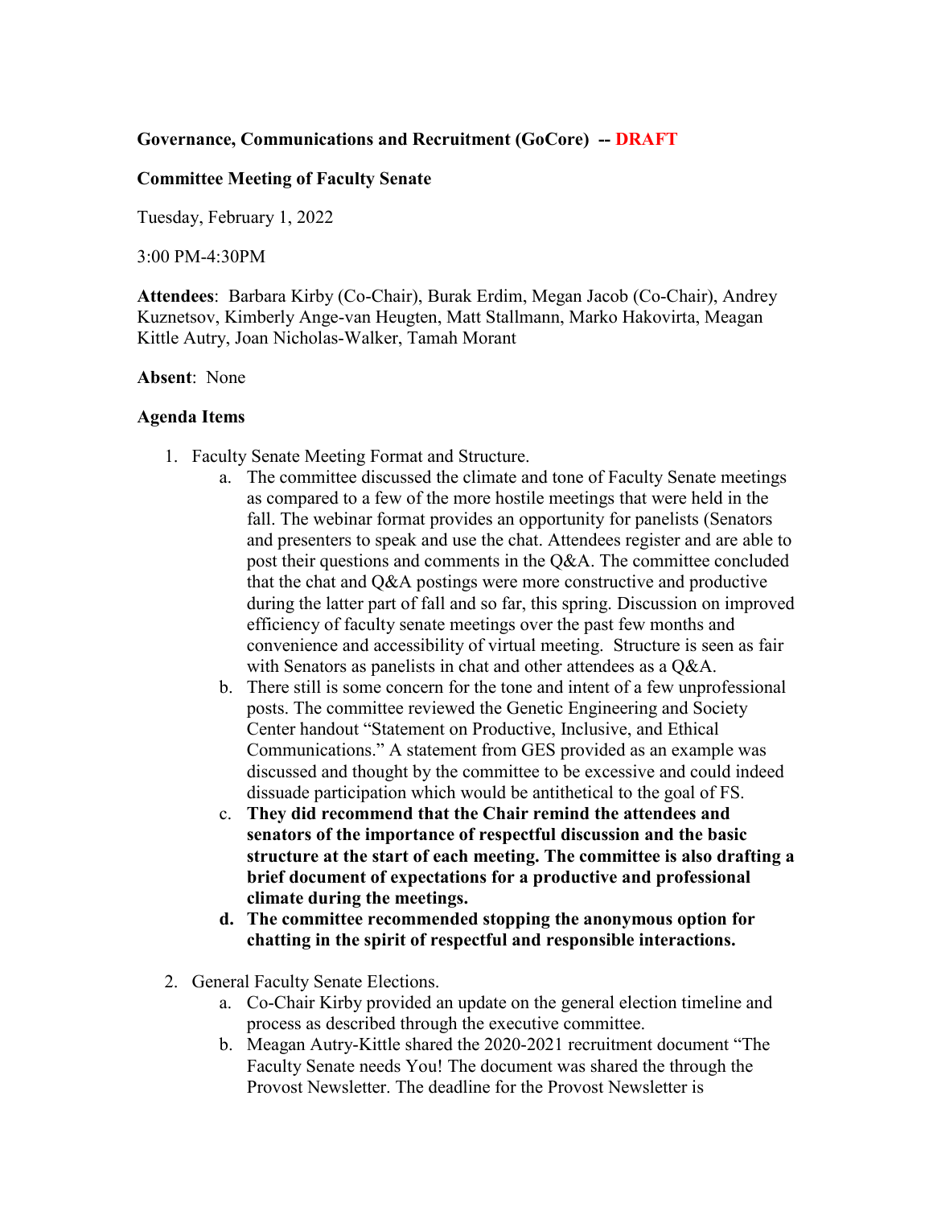**Governance, Communications and Recruitment (GoCore) -- DRAFT**

**Committee Meeting of Faculty Senate**

Tuesday, February 1, 2022

3:00 PM-4:30PM

**Attendees**: Barbara Kirby (Co-Chair), Burak Erdim, Megan Jacob (Co-Chair), Andrey Kuznetsov, Kimberly Ange-van Heugten, Matt Stallmann, Marko Hakovirta, Meagan Kittle Autry, Joan Nicholas-Walker, Tamah Morant

**Absent**: None

**Agenda Items**

1. Faculty Senate Meeting Format and Structure.
    a. The committee discussed the climate and tone of Faculty Senate meetings as compared to a few of the more hostile meetings that were held in the fall. The webinar format provides an opportunity for panelists (Senators and presenters to speak and use the chat. Attendees register and are able to post their questions and comments in the Q&A. The committee concluded that the chat and Q&A postings were more constructive and productive during the latter part of fall and so far, this spring. Discussion on improved efficiency of faculty senate meetings over the past few months and convenience and accessibility of virtual meeting. Structure is seen as fair with Senators as panelists in chat and other attendees as a Q&A.
    b. There still is some concern for the tone and intent of a few unprofessional posts. The committee reviewed the Genetic Engineering and Society Center handout "Statement on Productive, Inclusive, and Ethical Communications." A statement from GES provided as an example was discussed and thought by the committee to be excessive and could indeed dissuade participation which would be antithetical to the goal of FS.
    c. **They did recommend that the Chair remind the attendees and senators of the importance of respectful discussion and the basic structure at the start of each meeting. The committee is also drafting a brief document of expectations for a productive and professional climate during the meetings.**
    d. **The committee recommended stopping the anonymous option for chatting in the spirit of respectful and responsible interactions.**

2. General Faculty Senate Elections.
    a. Co-Chair Kirby provided an update on the general election timeline and process as described through the executive committee.
    b. Meagan Autry-Kittle shared the 2020-2021 recruitment document "The Faculty Senate needs You! The document was shared the through the Provost Newsletter. The deadline for the Provost Newsletter is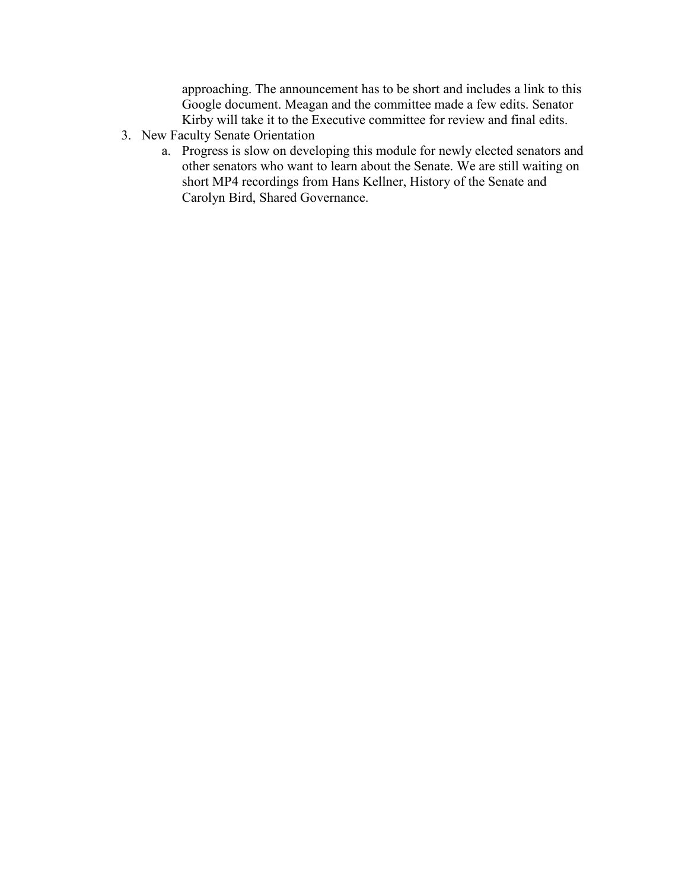approaching. The announcement has to be short and includes a link to this Google document. Meagan and the committee made a few edits. Senator Kirby will take it to the Executive committee for review and final edits.

3. New Faculty Senate Orientation
   a. Progress is slow on developing this module for newly elected senators and other senators who want to learn about the Senate. We are still waiting on short MP4 recordings from Hans Kellner, History of the Senate and Carolyn Bird, Shared Governance.